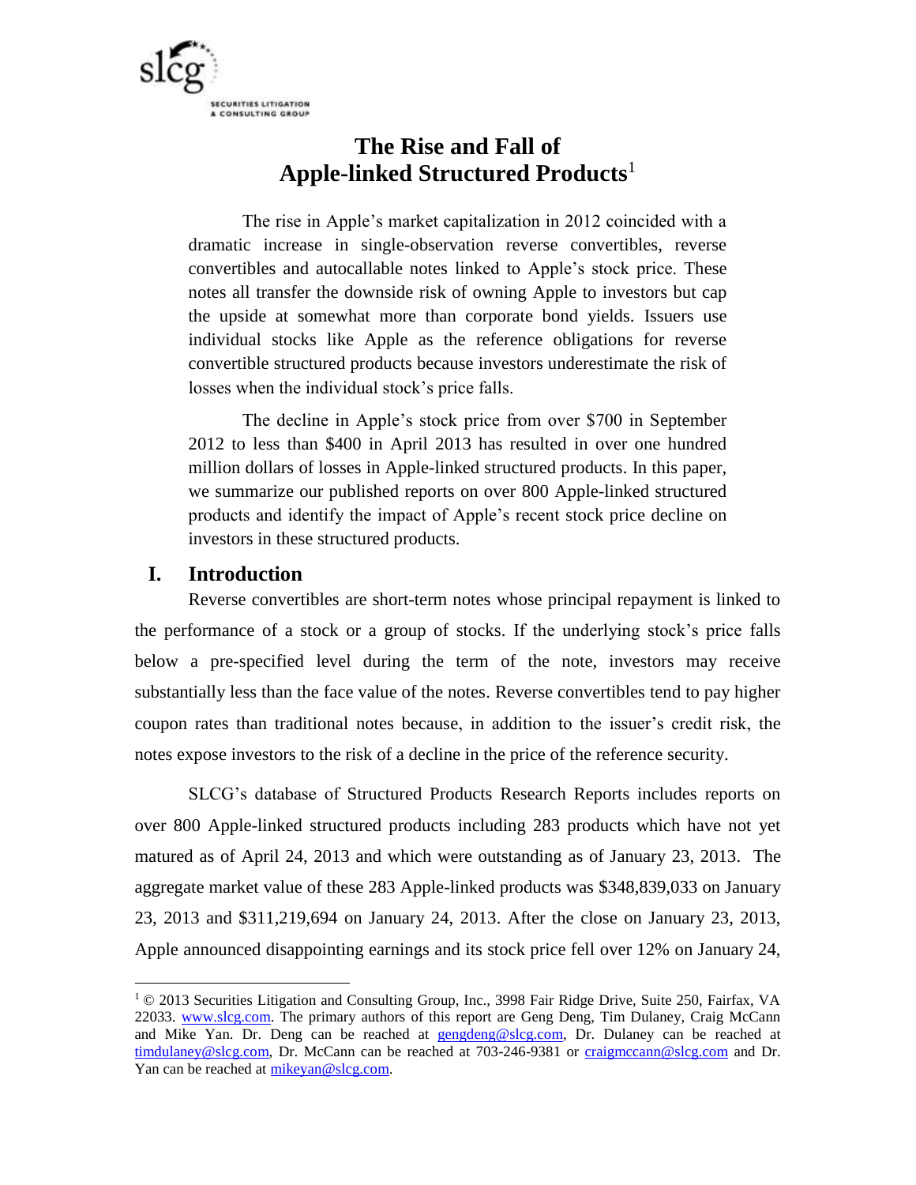# The Rise and Fall of Apple-linked Structured Products[1]

The rise in Apple's market capitalization in 2012 coincided with a dramatic increase in single-observation reverse convertibles, reverse convertibles and autocallable notes linked to Apple's stock price. These notes all transfer the downside risk of owning Apple to investors but cap the upside at somewhat more than corporate bond yields. Issuers use individual stocks like Apple as the reference obligations for reverse convertible structured products because investors underestimate the risk of losses when the individual stock's price falls.

The decline in Apple's stock price from over $700 in September 2012 to less than $400 in April 2013 has resulted in over one hundred million dollars of losses in Apple-linked structured products. In this paper, we summarize our published reports on over 800 Apple-linked structured products and identify the impact of Apple's recent stock price decline on investors in these structured products.

## I. Introduction

Reverse convertibles are short-term notes whose principal repayment is linked to the performance of a stock or a group of stocks. If the underlying stock's price falls below a pre-specified level during the term of the note, investors may receive substantially less than the face value of the notes. Reverse convertibles tend to pay higher coupon rates than traditional notes because, in addition to the issuer's credit risk, the notes expose investors to the risk of a decline in the price of the reference security.

SLCG's database of Structured Products Research Reports includes reports on over 800 Apple-linked structured products including 283 products which have not yet matured as of April 24, 2013 and which were outstanding as of January 23, 2013. The aggregate market value of these 283 Apple-linked products was $348,839,033 on January 23, 2013 and $311,219,694 on January 24, 2013. After the close on January 23, 2013, Apple announced disappointing earnings and its stock price fell over 12% on January 24,

---

[1] © 2013 Securities Litigation and Consulting Group, Inc., 3998 Fair Ridge Drive, Suite 250, Fairfax, VA 22033. www.slcg.com. The primary authors of this report are Geng Deng, Tim Dulaney, Craig McCann and Mike Yan. Dr. Deng can be reached at gengdeng@slcg.com, Dr. Dulaney can be reached at timdulaney@slcg.com, Dr. McCann can be reached at 703-246-9381 or craigmccann@slcg.com and Dr. Yan can be reached at mikeyan@slcg.com.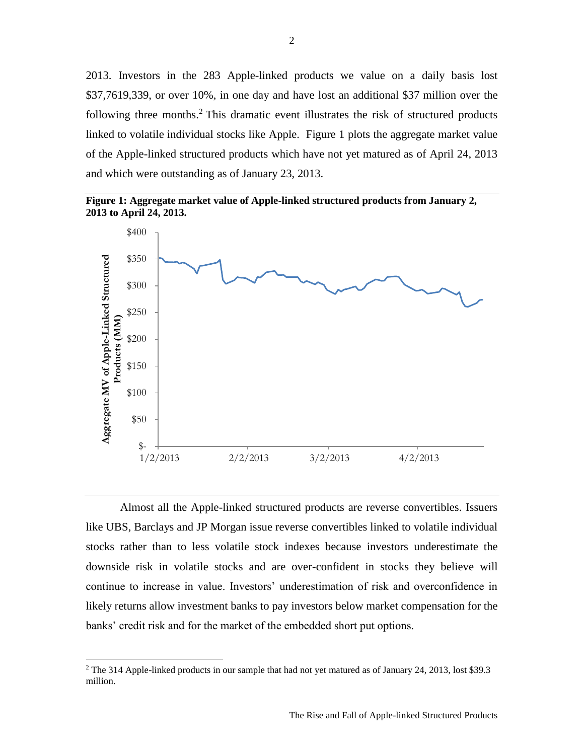2013. Investors in the 283 Apple-linked products we value on a daily basis lost $37,7619,339, or over 10%, in one day and have lost an additional $37 million over the following three months.[2] This dramatic event illustrates the risk of structured products linked to volatile individual stocks like Apple. Figure 1 plots the aggregate market value of the Apple-linked structured products which have not yet matured as of April 24, 2013 and which were outstanding as of January 23, 2013.

**Figure 1: Aggregate market value of Apple-linked structured products from January 2, 2013 to April 24, 2013.**

Almost all the Apple-linked structured products are reverse convertibles. Issuers like UBS, Barclays and JP Morgan issue reverse convertibles linked to volatile individual stocks rather than to less volatile stock indexes because investors underestimate the downside risk in volatile stocks and are over-confident in stocks they believe will continue to increase in value. Investors' underestimation of risk and overconfidence in likely returns allow investment banks to pay investors below market compensation for the banks' credit risk and for the market of the embedded short put options.

[2] The 314 Apple-linked products in our sample that had not yet matured as of January 24, 2013, lost $39.3 million.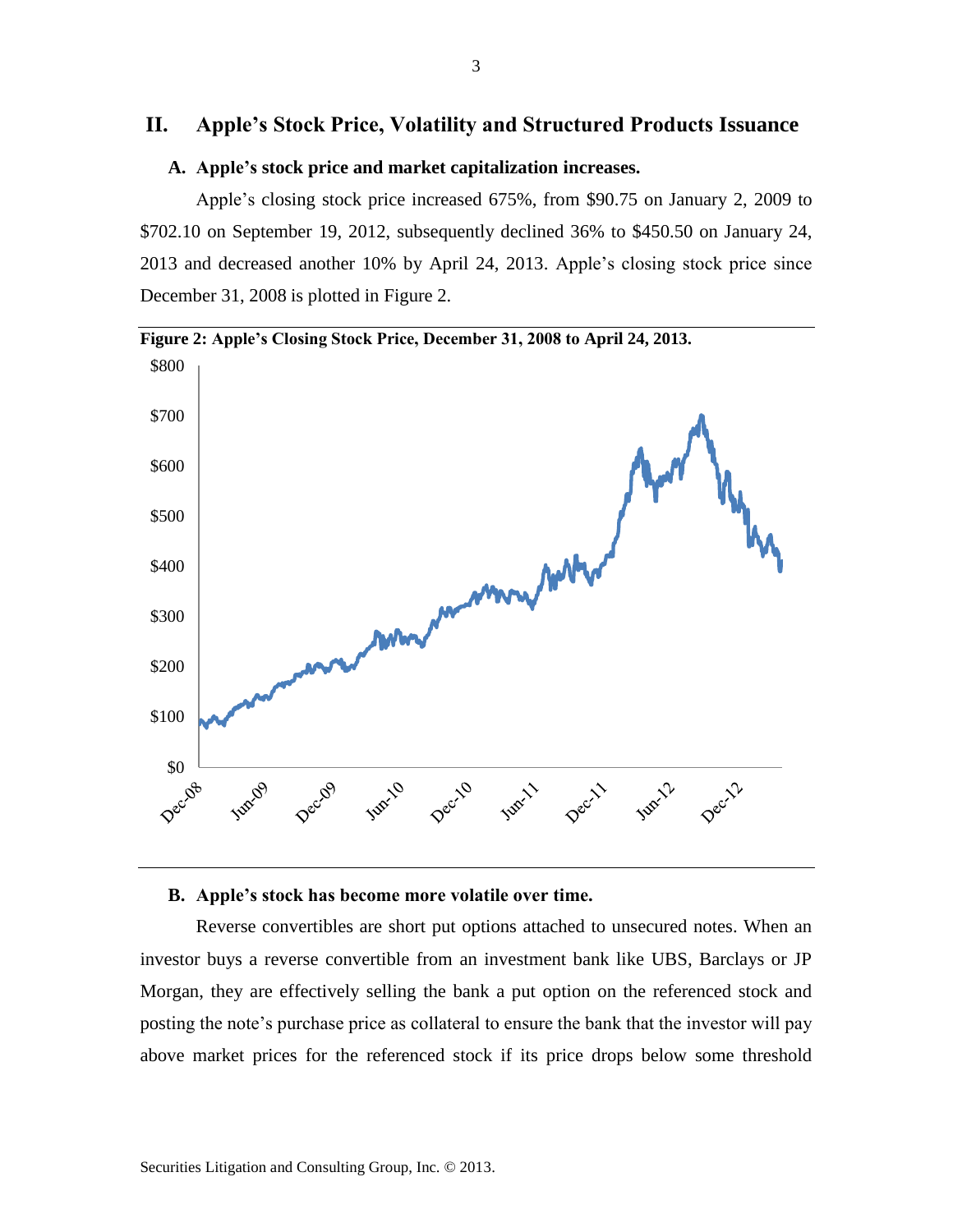## II. Apple's Stock Price, Volatility and Structured Products Issuance

### A. Apple's stock price and market capitalization increases.

Apple's closing stock price increased 675%, from $90.75 on January 2, 2009 to $702.10 on September 19, 2012, subsequently declined 36% to $450.50 on January 24, 2013 and decreased another 10% by April 24, 2013. Apple's closing stock price since December 31, 2008 is plotted in Figure 2.

**Figure 2: Apple's Closing Stock Price, December 31, 2008 to April 24, 2013.**

### B. Apple's stock has become more volatile over time.

Reverse convertibles are short put options attached to unsecured notes. When an investor buys a reverse convertible from an investment bank like UBS, Barclays or JP Morgan, they are effectively selling the bank a put option on the referenced stock and posting the note's purchase price as collateral to ensure the bank that the investor will pay above market prices for the referenced stock if its price drops below some threshold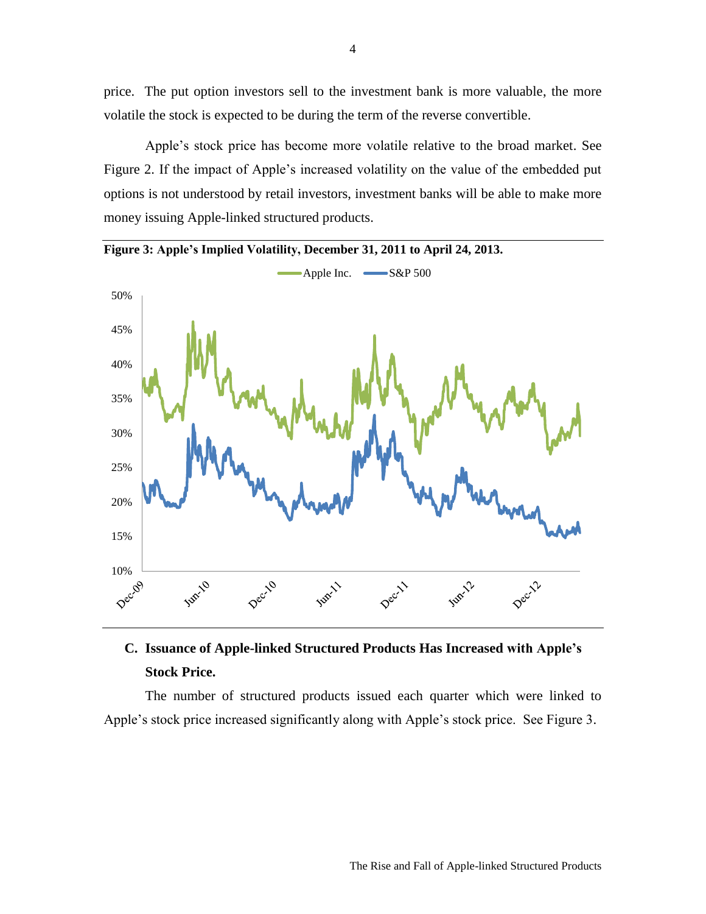price. The put option investors sell to the investment bank is more valuable, the more volatile the stock is expected to be during the term of the reverse convertible.

Apple's stock price has become more volatile relative to the broad market. See Figure 2. If the impact of Apple's increased volatility on the value of the embedded put options is not understood by retail investors, investment banks will be able to make more money issuing Apple-linked structured products.

**Figure 3: Apple's Implied Volatility, December 31, 2011 to April 24, 2013.**

### C. Issuance of Apple-linked Structured Products Has Increased with Apple's Stock Price.

The number of structured products issued each quarter which were linked to Apple's stock price increased significantly along with Apple's stock price. See Figure 3.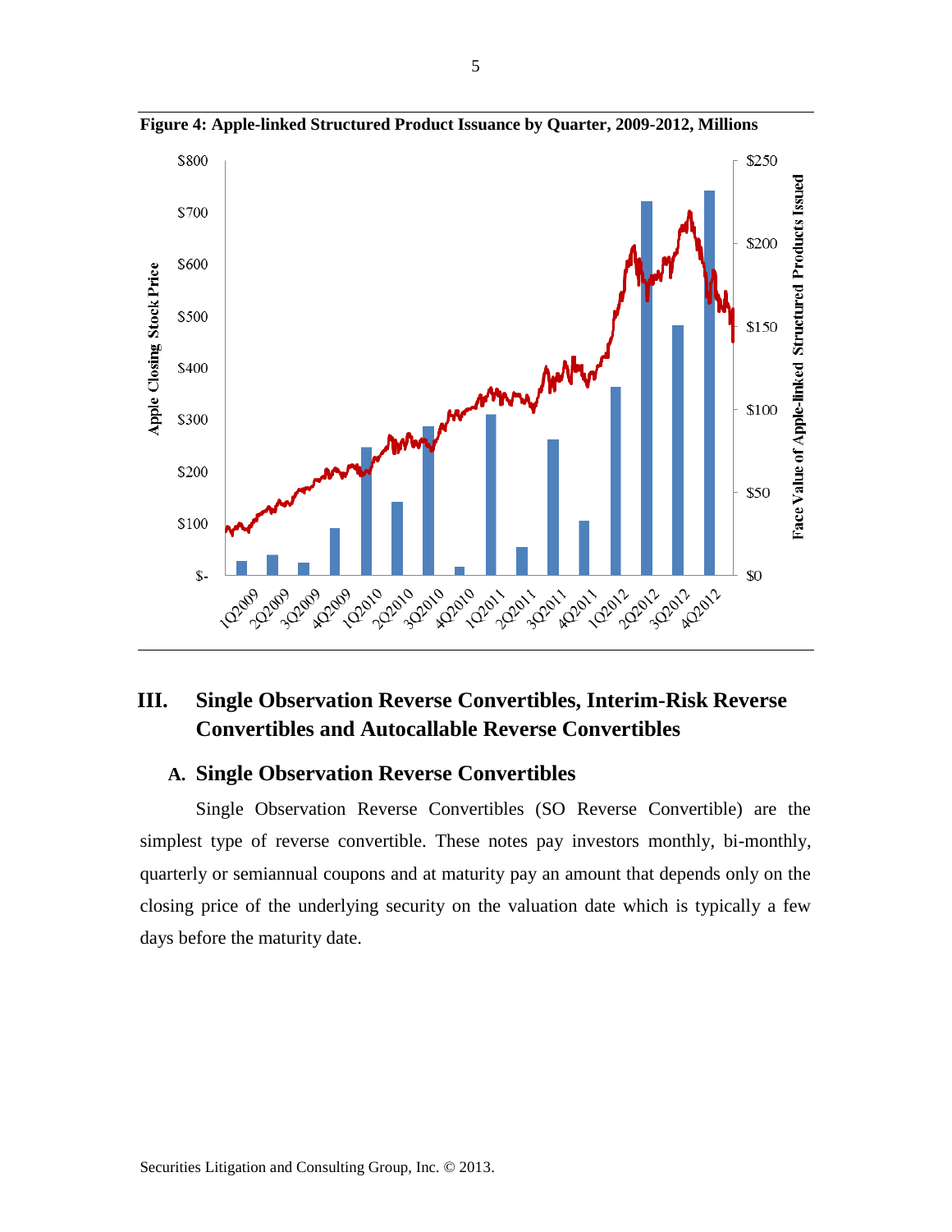**Figure 4: Apple-linked Structured Product Issuance by Quarter, 2009-2012, Millions**

# III. Single Observation Reverse Convertibles, Interim-Risk Reverse Convertibles and Autocallable Reverse Convertibles

## A. Single Observation Reverse Convertibles

Single Observation Reverse Convertibles (SO Reverse Convertible) are the simplest type of reverse convertible. These notes pay investors monthly, bi-monthly, quarterly or semiannual coupons and at maturity pay an amount that depends only on the closing price of the underlying security on the valuation date which is typically a few days before the maturity date.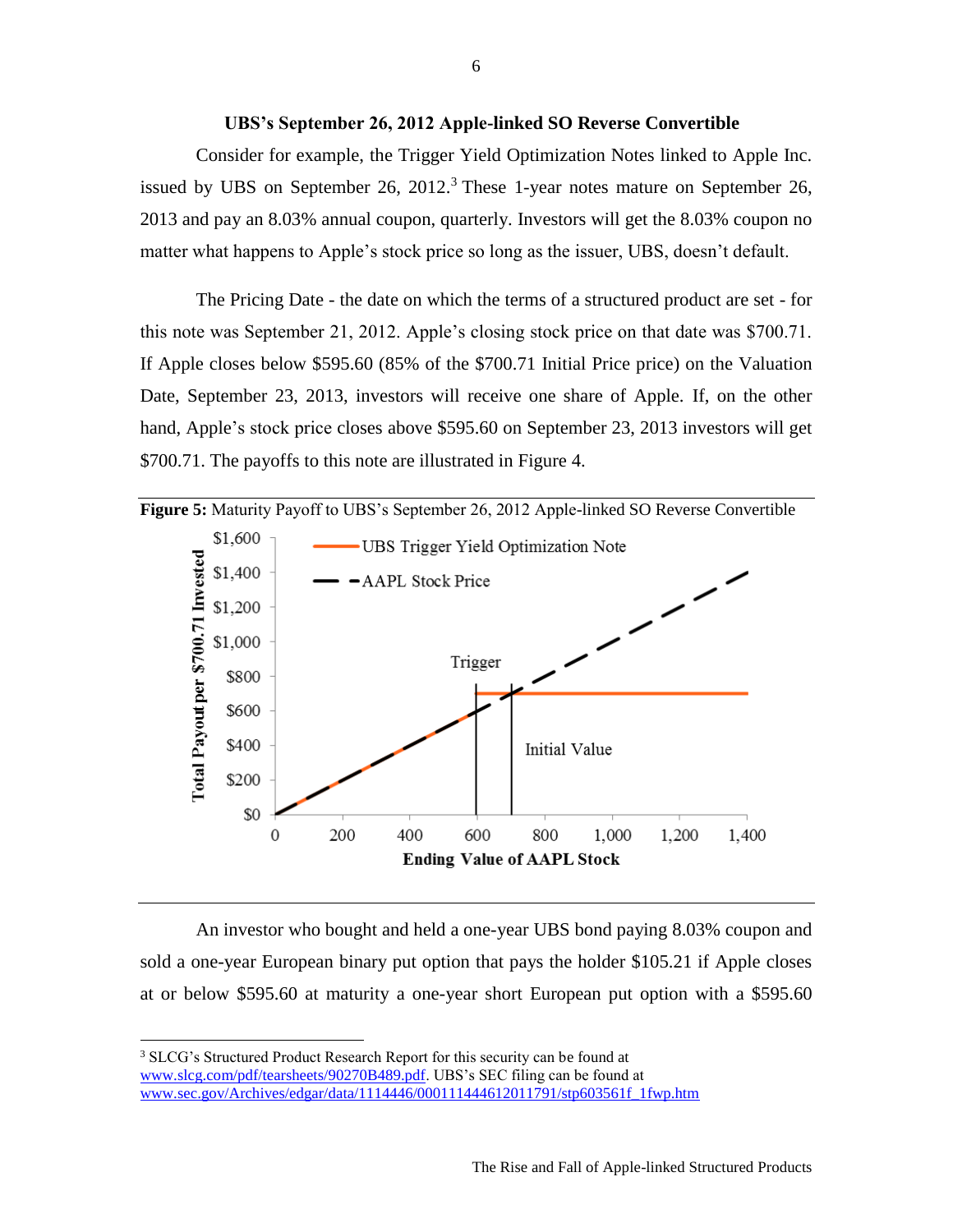### UBS's September 26, 2012 Apple-linked SO Reverse Convertible

Consider for example, the Trigger Yield Optimization Notes linked to Apple Inc. issued by UBS on September 26, 2012.[3] These 1-year notes mature on September 26, 2013 and pay an 8.03% annual coupon, quarterly. Investors will get the 8.03% coupon no matter what happens to Apple's stock price so long as the issuer, UBS, doesn't default.

The Pricing Date - the date on which the terms of a structured product are set - for this note was September 21, 2012. Apple's closing stock price on that date was \$700.71. If Apple closes below \$595.60 (85% of the \$700.71 Initial Price price) on the Valuation Date, September 23, 2013, investors will receive one share of Apple. If, on the other hand, Apple's stock price closes above \$595.60 on September 23, 2013 investors will get \$700.71. The payoffs to this note are illustrated in Figure 4.

**Figure 5:** Maturity Payoff to UBS's September 26, 2012 Apple-linked SO Reverse Convertible

An investor who bought and held a one-year UBS bond paying 8.03% coupon and sold a one-year European binary put option that pays the holder \$105.21 if Apple closes at or below \$595.60 at maturity a one-year short European put option with a \$595.60

[3] SLCG's Structured Product Research Report for this security can be found at www.slcg.com/pdf/tearsheets/90270B489.pdf. UBS's SEC filing can be found at www.sec.gov/Archives/edgar/data/1114446/000111444612011791/stp603561f_1fwp.htm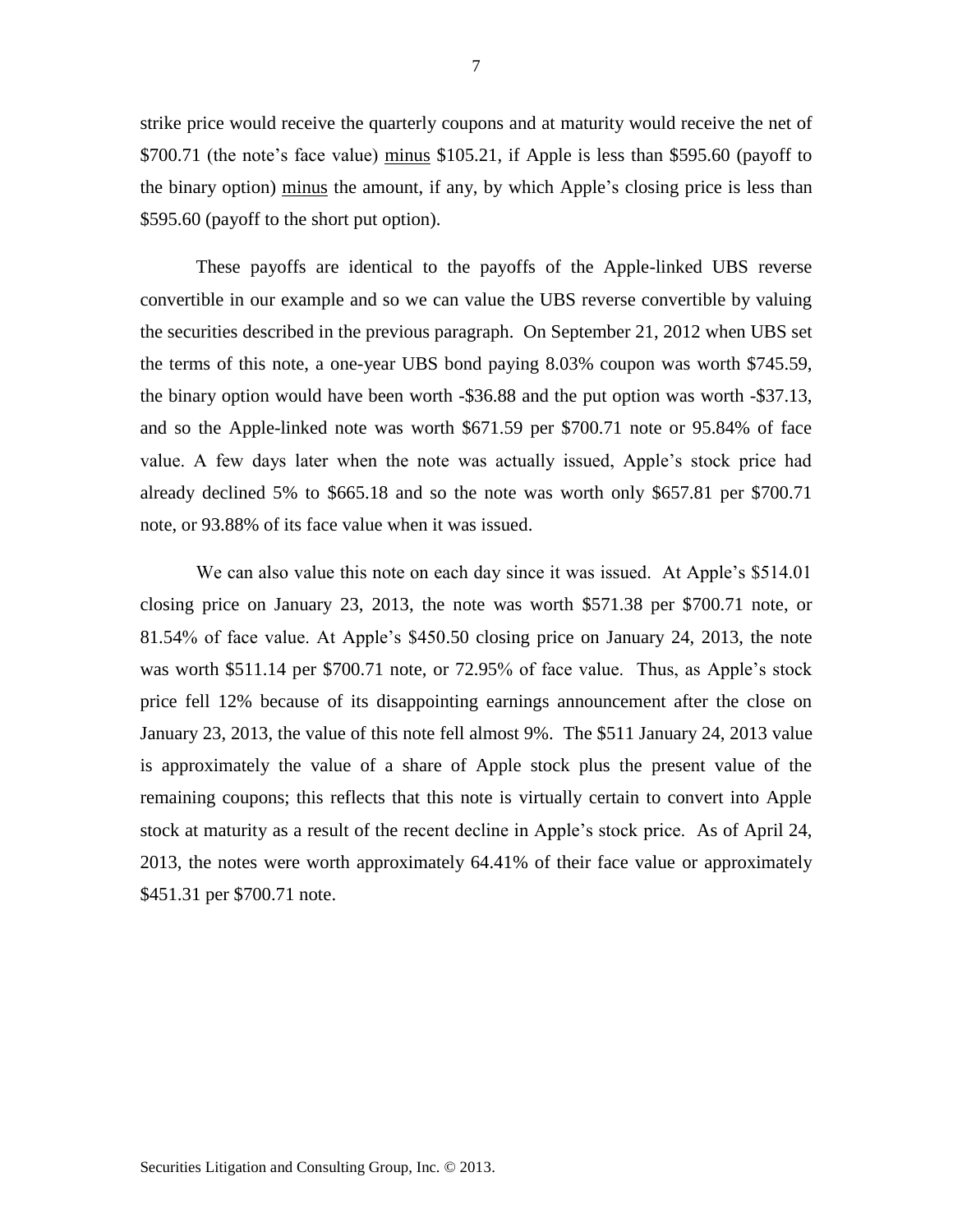strike price would receive the quarterly coupons and at maturity would receive the net of \$700.71 (the note's face value) <u>minus</u> \$105.21, if Apple is less than \$595.60 (payoff to the binary option) <u>minus</u> the amount, if any, by which Apple's closing price is less than \$595.60 (payoff to the short put option).

These payoffs are identical to the payoffs of the Apple-linked UBS reverse convertible in our example and so we can value the UBS reverse convertible by valuing the securities described in the previous paragraph. On September 21, 2012 when UBS set the terms of this note, a one-year UBS bond paying 8.03% coupon was worth \$745.59, the binary option would have been worth -\$36.88 and the put option was worth -\$37.13, and so the Apple-linked note was worth \$671.59 per \$700.71 note or 95.84% of face value. A few days later when the note was actually issued, Apple's stock price had already declined 5% to \$665.18 and so the note was worth only \$657.81 per \$700.71 note, or 93.88% of its face value when it was issued.

We can also value this note on each day since it was issued. At Apple's \$514.01 closing price on January 23, 2013, the note was worth \$571.38 per \$700.71 note, or 81.54% of face value. At Apple's \$450.50 closing price on January 24, 2013, the note was worth \$511.14 per \$700.71 note, or 72.95% of face value. Thus, as Apple's stock price fell 12% because of its disappointing earnings announcement after the close on January 23, 2013, the value of this note fell almost 9%. The \$511 January 24, 2013 value is approximately the value of a share of Apple stock plus the present value of the remaining coupons; this reflects that this note is virtually certain to convert into Apple stock at maturity as a result of the recent decline in Apple's stock price. As of April 24, 2013, the notes were worth approximately 64.41% of their face value or approximately \$451.31 per \$700.71 note.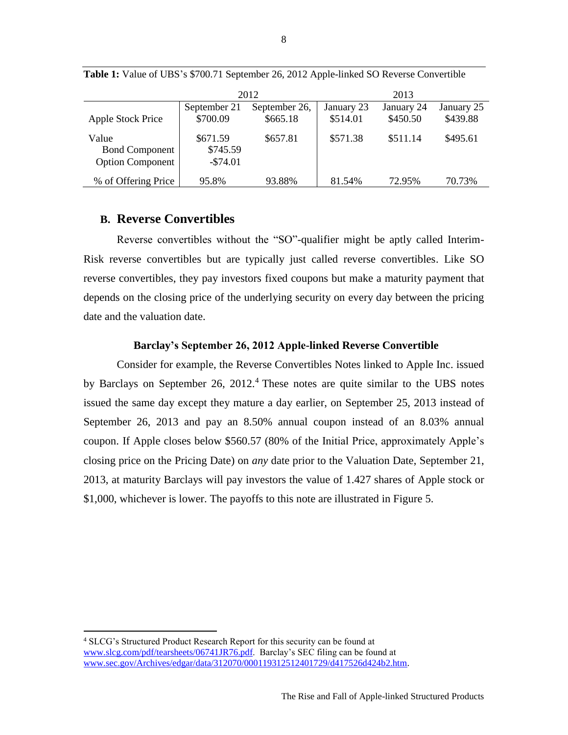**Table 1:** Value of UBS's $700.71 September 26, 2012 Apple-linked SO Reverse Convertible

| | 2012 | | 2013 | | |
|---|---|---|---|---|---|
| | September 21 | September 26, | January 23 | January 24 | January 25 |
| Apple Stock Price | $700.09 | $665.18 | $514.01 | $450.50 | $439.88 |
| Value | $671.59 | $657.81 | $571.38 | $511.14 | $495.61 |
| Bond Component | $745.59 | | | | |
| Option Component | -$74.01 | | | | |
| % of Offering Price | 95.8% | 93.88% | 81.54% | 72.95% | 70.73% |

## B. Reverse Convertibles

Reverse convertibles without the "SO"-qualifier might be aptly called Interim-Risk reverse convertibles but are typically just called reverse convertibles. Like SO reverse convertibles, they pay investors fixed coupons but make a maturity payment that depends on the closing price of the underlying security on every day between the pricing date and the valuation date.

**Barclay's September 26, 2012 Apple-linked Reverse Convertible**

Consider for example, the Reverse Convertibles Notes linked to Apple Inc. issued by Barclays on September 26, 2012.[4] These notes are quite similar to the UBS notes issued the same day except they mature a day earlier, on September 25, 2013 instead of September 26, 2013 and pay an 8.50% annual coupon instead of an 8.03% annual coupon. If Apple closes below $560.57 (80% of the Initial Price, approximately Apple's closing price on the Pricing Date) on *any* date prior to the Valuation Date, September 21, 2013, at maturity Barclays will pay investors the value of 1.427 shares of Apple stock or $1,000, whichever is lower. The payoffs to this note are illustrated in Figure 5.

[4] SLCG's Structured Product Research Report for this security can be found at www.slcg.com/pdf/tearsheets/06741JR76.pdf. Barclay's SEC filing can be found at www.sec.gov/Archives/edgar/data/312070/000119312512401729/d417526d424b2.htm.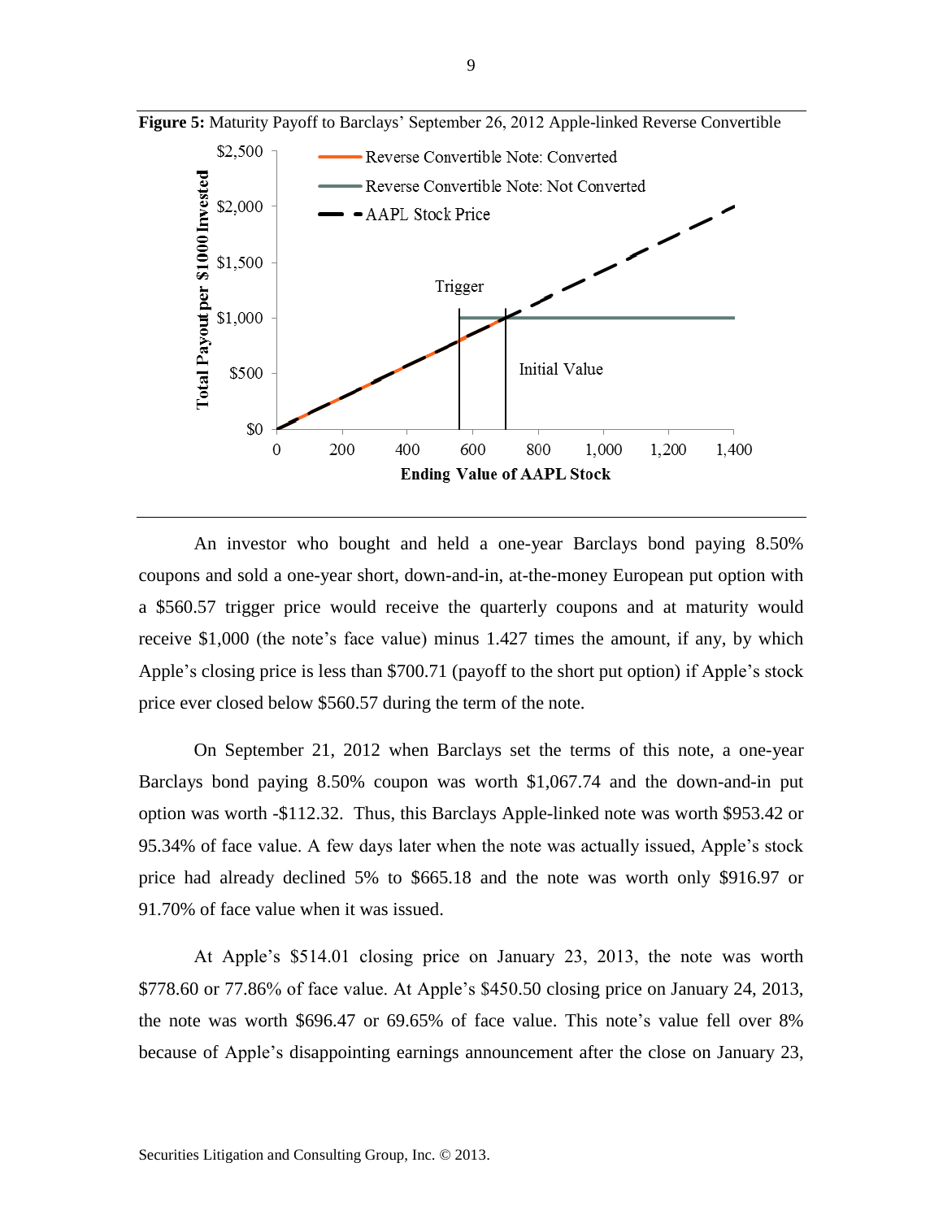**Figure 5:** Maturity Payoff to Barclays' September 26, 2012 Apple-linked Reverse Convertible

An investor who bought and held a one-year Barclays bond paying 8.50% coupons and sold a one-year short, down-and-in, at-the-money European put option with a $560.57 trigger price would receive the quarterly coupons and at maturity would receive $1,000 (the note's face value) minus 1.427 times the amount, if any, by which Apple's closing price is less than $700.71 (payoff to the short put option) if Apple's stock price ever closed below $560.57 during the term of the note.

On September 21, 2012 when Barclays set the terms of this note, a one-year Barclays bond paying 8.50% coupon was worth $1,067.74 and the down-and-in put option was worth -$112.32. Thus, this Barclays Apple-linked note was worth $953.42 or 95.34% of face value. A few days later when the note was actually issued, Apple's stock price had already declined 5% to $665.18 and the note was worth only $916.97 or 91.70% of face value when it was issued.

At Apple's $514.01 closing price on January 23, 2013, the note was worth $778.60 or 77.86% of face value. At Apple's $450.50 closing price on January 24, 2013, the note was worth $696.47 or 69.65% of face value. This note's value fell over 8% because of Apple's disappointing earnings announcement after the close on January 23,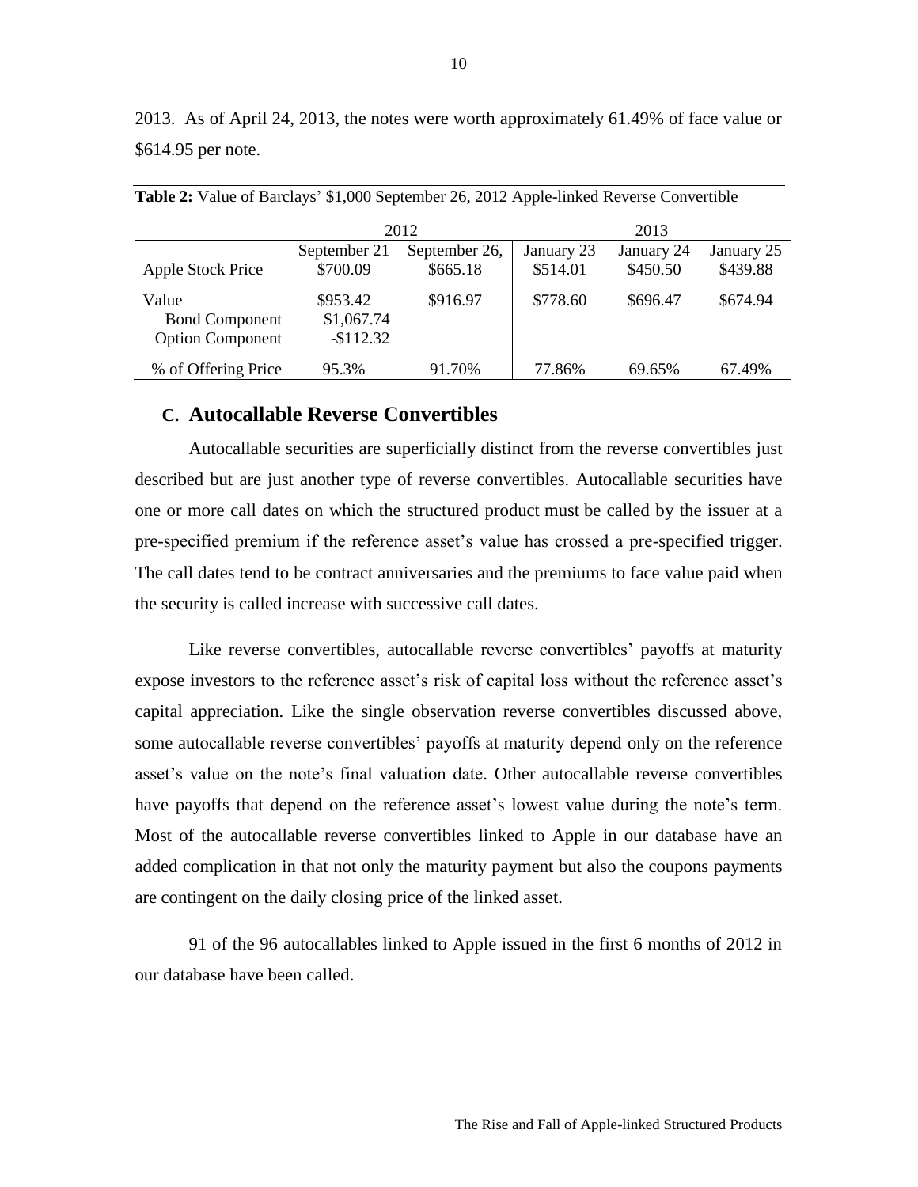2013. As of April 24, 2013, the notes were worth approximately 61.49% of face value or \$614.95 per note.

**Table 2:** Value of Barclays' \$1,000 September 26, 2012 Apple-linked Reverse Convertible

| | 2012 | | 2013 | | |
|---|---|---|---|---|---|
| | September 21 | September 26, | January 23 | January 24 | January 25 |
| Apple Stock Price | \$700.09 | \$665.18 | \$514.01 | \$450.50 | \$439.88 |
| Value | \$953.42 | \$916.97 | \$778.60 | \$696.47 | \$674.94 |
| Bond Component | \$1,067.74 | | | | |
| Option Component | -\$112.32 | | | | |
| % of Offering Price | 95.3% | 91.70% | 77.86% | 69.65% | 67.49% |

## C. Autocallable Reverse Convertibles

Autocallable securities are superficially distinct from the reverse convertibles just described but are just another type of reverse convertibles. Autocallable securities have one or more call dates on which the structured product must be called by the issuer at a pre-specified premium if the reference asset's value has crossed a pre-specified trigger. The call dates tend to be contract anniversaries and the premiums to face value paid when the security is called increase with successive call dates.

Like reverse convertibles, autocallable reverse convertibles' payoffs at maturity expose investors to the reference asset's risk of capital loss without the reference asset's capital appreciation. Like the single observation reverse convertibles discussed above, some autocallable reverse convertibles' payoffs at maturity depend only on the reference asset's value on the note's final valuation date. Other autocallable reverse convertibles have payoffs that depend on the reference asset's lowest value during the note's term. Most of the autocallable reverse convertibles linked to Apple in our database have an added complication in that not only the maturity payment but also the coupons payments are contingent on the daily closing price of the linked asset.

91 of the 96 autocallables linked to Apple issued in the first 6 months of 2012 in our database have been called.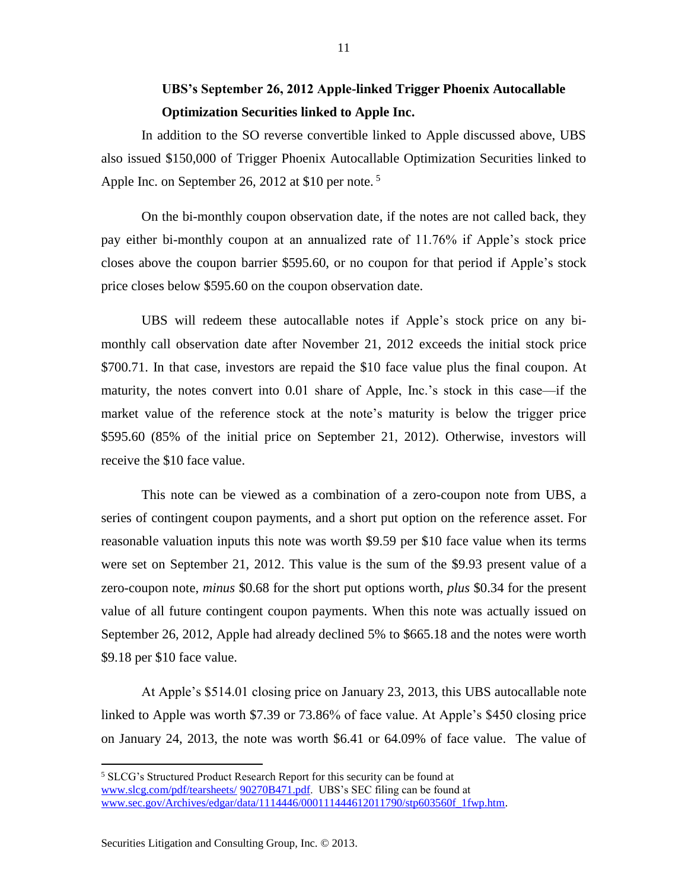### UBS's September 26, 2012 Apple-linked Trigger Phoenix Autocallable Optimization Securities linked to Apple Inc.

In addition to the SO reverse convertible linked to Apple discussed above, UBS also issued $150,000 of Trigger Phoenix Autocallable Optimization Securities linked to Apple Inc. on September 26, 2012 at $10 per note.[5]

On the bi-monthly coupon observation date, if the notes are not called back, they pay either bi-monthly coupon at an annualized rate of 11.76% if Apple's stock price closes above the coupon barrier $595.60, or no coupon for that period if Apple's stock price closes below $595.60 on the coupon observation date.

UBS will redeem these autocallable notes if Apple's stock price on any bi-monthly call observation date after November 21, 2012 exceeds the initial stock price $700.71. In that case, investors are repaid the $10 face value plus the final coupon. At maturity, the notes convert into 0.01 share of Apple, Inc.'s stock in this case—if the market value of the reference stock at the note's maturity is below the trigger price $595.60 (85% of the initial price on September 21, 2012). Otherwise, investors will receive the $10 face value.

This note can be viewed as a combination of a zero-coupon note from UBS, a series of contingent coupon payments, and a short put option on the reference asset. For reasonable valuation inputs this note was worth $9.59 per $10 face value when its terms were set on September 21, 2012. This value is the sum of the $9.93 present value of a zero-coupon note, *minus* $0.68 for the short put options worth, *plus* $0.34 for the present value of all future contingent coupon payments. When this note was actually issued on September 26, 2012, Apple had already declined 5% to $665.18 and the notes were worth $9.18 per $10 face value.

At Apple's $514.01 closing price on January 23, 2013, this UBS autocallable note linked to Apple was worth $7.39 or 73.86% of face value. At Apple's $450 closing price on January 24, 2013, the note was worth $6.41 or 64.09% of face value. The value of

---

[5] SLCG's Structured Product Research Report for this security can be found at www.slcg.com/pdf/tearsheets/ 90270B471.pdf. UBS's SEC filing can be found at www.sec.gov/Archives/edgar/data/1114446/000111444612011790/stp603560f_1fwp.htm.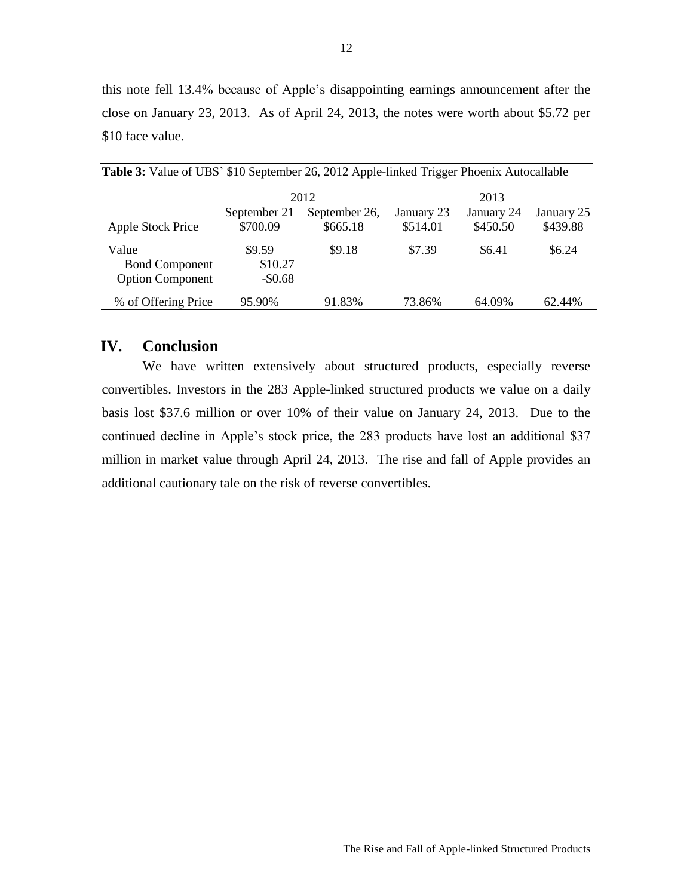this note fell 13.4% because of Apple's disappointing earnings announcement after the close on January 23, 2013. As of April 24, 2013, the notes were worth about $5.72 per $10 face value.

**Table 3:** Value of UBS' $10 September 26, 2012 Apple-linked Trigger Phoenix Autocallable

| | 2012 | | 2013 | | |
|---|---|---|---|---|---|
| | September 21 | September 26, | January 23 | January 24 | January 25 |
| Apple Stock Price | $700.09 | $665.18 | $514.01 | $450.50 | $439.88 |
| Value | $9.59 | $9.18 | $7.39 | $6.41 | $6.24 |
| Bond Component | $10.27 | | | | |
| Option Component | -$0.68 | | | | |
| % of Offering Price | 95.90% | 91.83% | 73.86% | 64.09% | 62.44% |

## IV. Conclusion

We have written extensively about structured products, especially reverse convertibles. Investors in the 283 Apple-linked structured products we value on a daily basis lost $37.6 million or over 10% of their value on January 24, 2013. Due to the continued decline in Apple's stock price, the 283 products have lost an additional $37 million in market value through April 24, 2013. The rise and fall of Apple provides an additional cautionary tale on the risk of reverse convertibles.